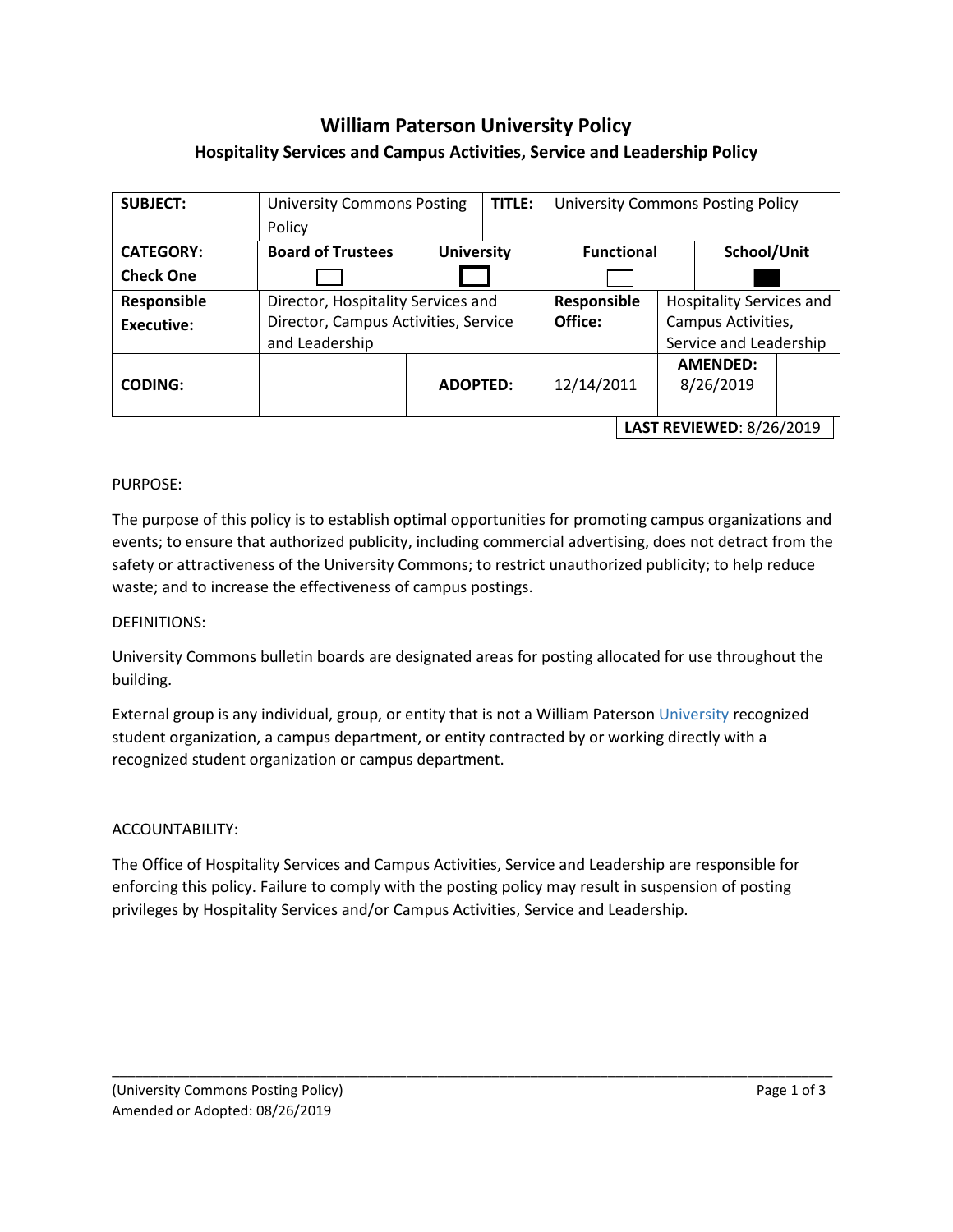# William Paterson University Policy

## Hospitality Services and Campus Activities, Service and Leadership Policy

| **SUBJECT:** | University Commons Posting Policy | | **TITLE:** | University Commons Posting Policy | |
|---|---|---|---|---|---|
| **CATEGORY: Check One** | **Board of Trustees** ☐ | **University** ☐ | | **Functional** ☐ | **School/Unit** ■ |
| **Responsible Executive:** | Director, Hospitality Services and Director, Campus Activities, Service and Leadership | | **Responsible Office:** | Hospitality Services and Campus Activities, Service and Leadership | |
| **CODING:** | | **ADOPTED:** | 12/14/2011 | **AMENDED:** 8/26/2019 | |
| | | | | **LAST REVIEWED**: 8/26/2019 | |

PURPOSE:

The purpose of this policy is to establish optimal opportunities for promoting campus organizations and events; to ensure that authorized publicity, including commercial advertising, does not detract from the safety or attractiveness of the University Commons; to restrict unauthorized publicity; to help reduce waste; and to increase the effectiveness of campus postings.

DEFINITIONS:

University Commons bulletin boards are designated areas for posting allocated for use throughout the building.

External group is any individual, group, or entity that is not a William Paterson University recognized student organization, a campus department, or entity contracted by or working directly with a recognized student organization or campus department.

ACCOUNTABILITY:

The Office of Hospitality Services and Campus Activities, Service and Leadership are responsible for enforcing this policy. Failure to comply with the posting policy may result in suspension of posting privileges by Hospitality Services and/or Campus Activities, Service and Leadership.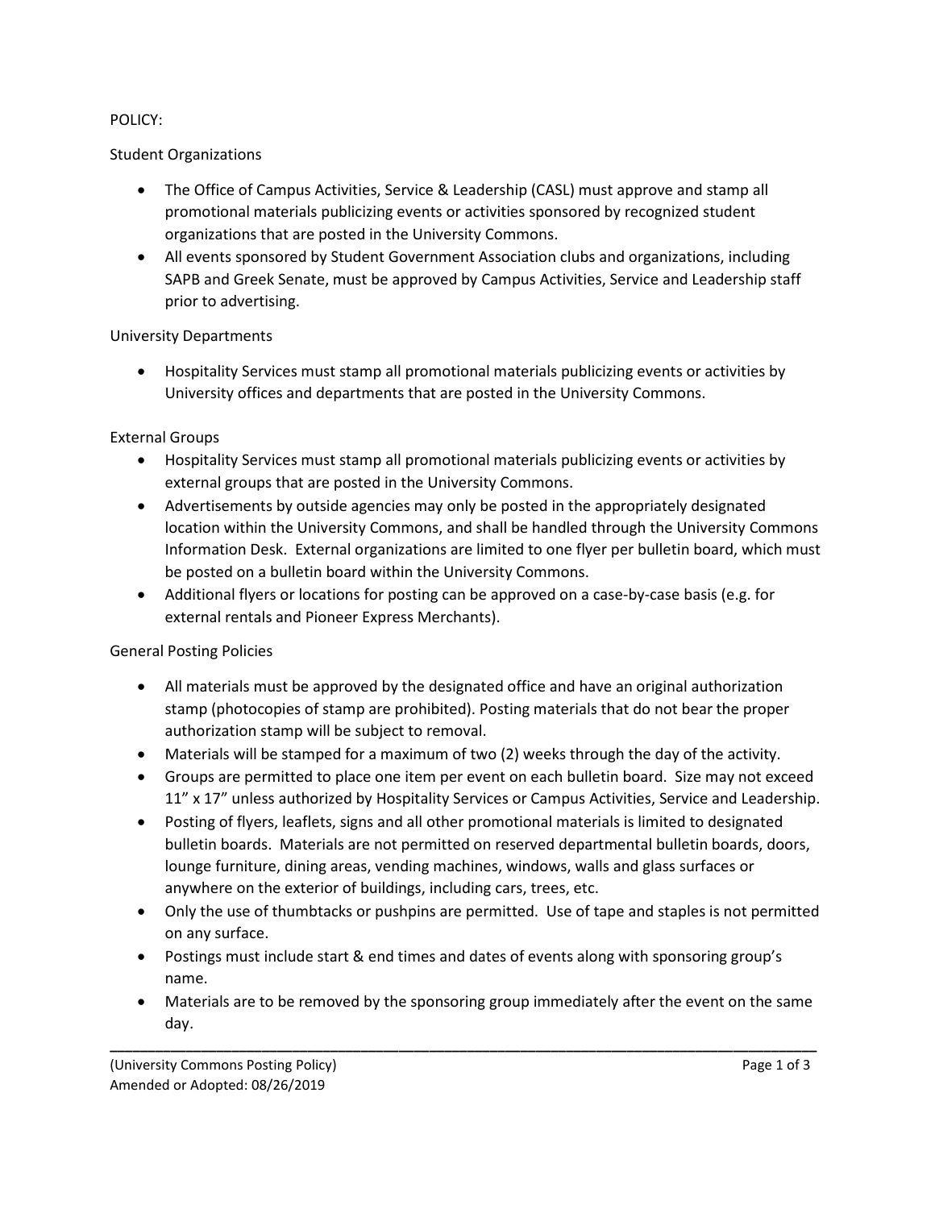POLICY:

Student Organizations

- The Office of Campus Activities, Service & Leadership (CASL) must approve and stamp all promotional materials publicizing events or activities sponsored by recognized student organizations that are posted in the University Commons.
- All events sponsored by Student Government Association clubs and organizations, including SAPB and Greek Senate, must be approved by Campus Activities, Service and Leadership staff prior to advertising.

University Departments

- Hospitality Services must stamp all promotional materials publicizing events or activities by University offices and departments that are posted in the University Commons.

External Groups

- Hospitality Services must stamp all promotional materials publicizing events or activities by external groups that are posted in the University Commons.
- Advertisements by outside agencies may only be posted in the appropriately designated location within the University Commons, and shall be handled through the University Commons Information Desk. External organizations are limited to one flyer per bulletin board, which must be posted on a bulletin board within the University Commons.
- Additional flyers or locations for posting can be approved on a case-by-case basis (e.g. for external rentals and Pioneer Express Merchants).

General Posting Policies

- All materials must be approved by the designated office and have an original authorization stamp (photocopies of stamp are prohibited). Posting materials that do not bear the proper authorization stamp will be subject to removal.
- Materials will be stamped for a maximum of two (2) weeks through the day of the activity.
- Groups are permitted to place one item per event on each bulletin board. Size may not exceed 11" x 17" unless authorized by Hospitality Services or Campus Activities, Service and Leadership.
- Posting of flyers, leaflets, signs and all other promotional materials is limited to designated bulletin boards. Materials are not permitted on reserved departmental bulletin boards, doors, lounge furniture, dining areas, vending machines, windows, walls and glass surfaces or anywhere on the exterior of buildings, including cars, trees, etc.
- Only the use of thumbtacks or pushpins are permitted. Use of tape and staples is not permitted on any surface.
- Postings must include start & end times and dates of events along with sponsoring group's name.
- Materials are to be removed by the sponsoring group immediately after the event on the same day.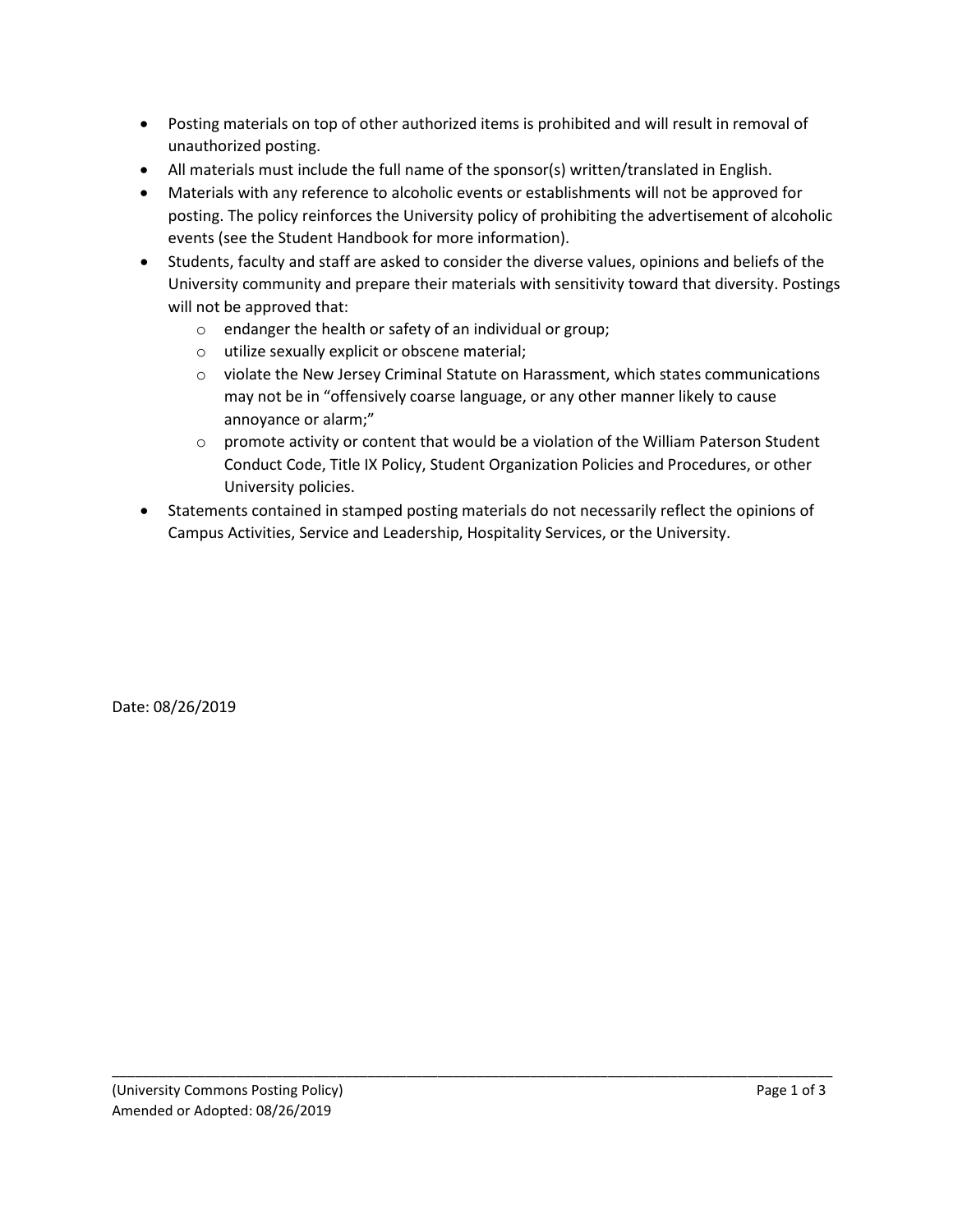- Posting materials on top of other authorized items is prohibited and will result in removal of unauthorized posting.
- All materials must include the full name of the sponsor(s) written/translated in English.
- Materials with any reference to alcoholic events or establishments will not be approved for posting. The policy reinforces the University policy of prohibiting the advertisement of alcoholic events (see the Student Handbook for more information).
- Students, faculty and staff are asked to consider the diverse values, opinions and beliefs of the University community and prepare their materials with sensitivity toward that diversity. Postings will not be approved that:
    - endanger the health or safety of an individual or group;
    - utilize sexually explicit or obscene material;
    - violate the New Jersey Criminal Statute on Harassment, which states communications may not be in "offensively coarse language, or any other manner likely to cause annoyance or alarm;"
    - promote activity or content that would be a violation of the William Paterson Student Conduct Code, Title IX Policy, Student Organization Policies and Procedures, or other University policies.
- Statements contained in stamped posting materials do not necessarily reflect the opinions of Campus Activities, Service and Leadership, Hospitality Services, or the University.

Date: 08/26/2019